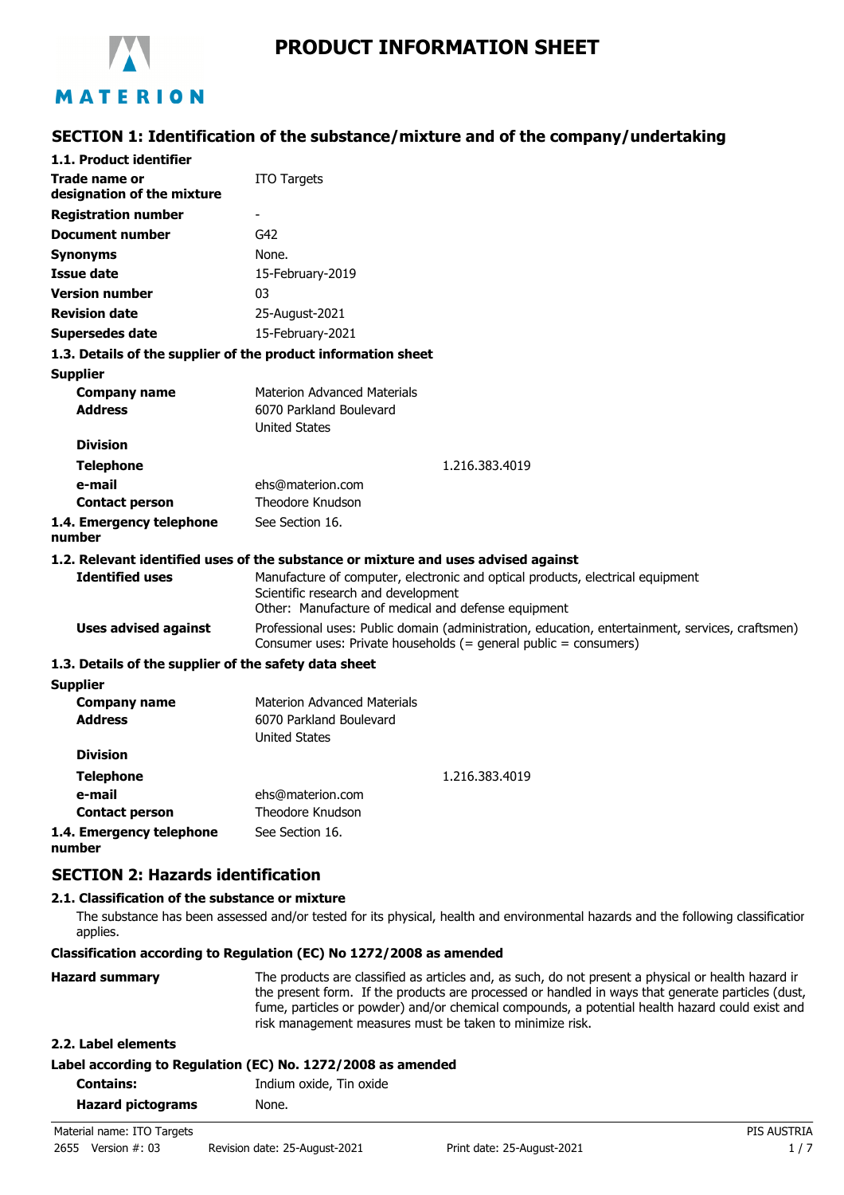# PRODUCT INFORMATION SHEET

## SECTION 1: Identification of the substance/mixture and of the company/undertaking

### 1.1. Product identifier

| | |
|---|---|
| **Trade name or designation of the mixture** | ITO Targets |
| **Registration number** | - |
| **Document number** | G42 |
| **Synonyms** | None. |
| **Issue date** | 15-February-2019 |
| **Version number** | 03 |
| **Revision date** | 25-August-2021 |
| **Supersedes date** | 15-February-2021 |

### 1.3. Details of the supplier of the product information sheet

**Supplier**

| | |
|---|---|
| **Company name** | Materion Advanced Materials |
| **Address** | 6070 Parkland Boulevard<br>United States |
| **Division** | |
| **Telephone** | 1.216.383.4019 |
| **e-mail** | ehs@materion.com |
| **Contact person** | Theodore Knudson |
| **1.4. Emergency telephone number** | See Section 16. |

### 1.2. Relevant identified uses of the substance or mixture and uses advised against

| | |
|---|---|
| **Identified uses** | Manufacture of computer, electronic and optical products, electrical equipment<br>Scientific research and development<br>Other: Manufacture of medical and defense equipment |
| **Uses advised against** | Professional uses: Public domain (administration, education, entertainment, services, craftsmen)<br>Consumer uses: Private households (= general public = consumers) |

### 1.3. Details of the supplier of the safety data sheet

**Supplier**

| | |
|---|---|
| **Company name** | Materion Advanced Materials |
| **Address** | 6070 Parkland Boulevard<br>United States |
| **Division** | |
| **Telephone** | 1.216.383.4019 |
| **e-mail** | ehs@materion.com |
| **Contact person** | Theodore Knudson |
| **1.4. Emergency telephone number** | See Section 16. |

## SECTION 2: Hazards identification

### 2.1. Classification of the substance or mixture

The substance has been assessed and/or tested for its physical, health and environmental hazards and the following classification applies.

**Classification according to Regulation (EC) No 1272/2008 as amended**

| | |
|---|---|
| **Hazard summary** | The products are classified as articles and, as such, do not present a physical or health hazard in the present form. If the products are processed or handled in ways that generate particles (dust, fume, particles or powder) and/or chemical compounds, a potential health hazard could exist and risk management measures must be taken to minimize risk. |

### 2.2. Label elements

**Label according to Regulation (EC) No. 1272/2008 as amended**

| | |
|---|---|
| **Contains:** | Indium oxide, Tin oxide |
| **Hazard pictograms** | None. |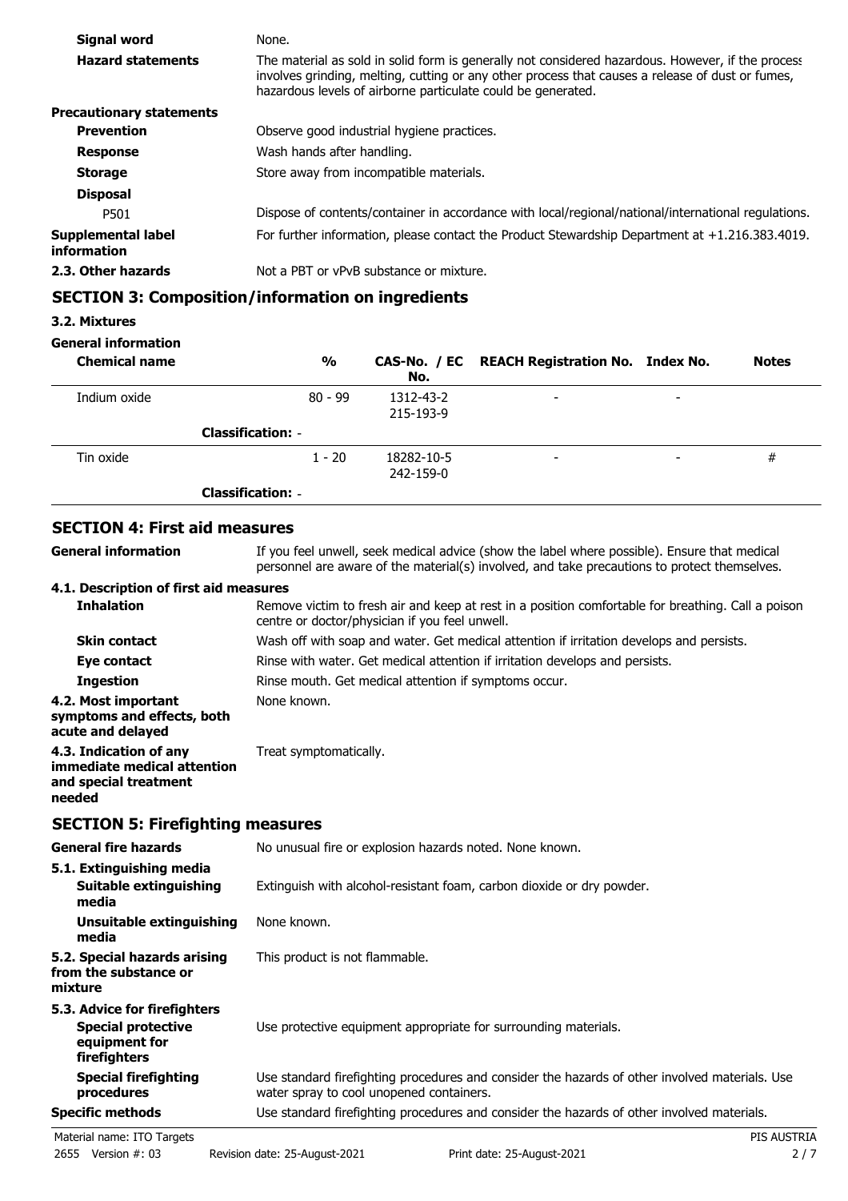| | |
|---|---|
| **Signal word** | None. |
| **Hazard statements** | The material as sold in solid form is generally not considered hazardous. However, if the process involves grinding, melting, cutting or any other process that causes a release of dust or fumes, hazardous levels of airborne particulate could be generated. |
| **Precautionary statements** | |
| **Prevention** | Observe good industrial hygiene practices. |
| **Response** | Wash hands after handling. |
| **Storage** | Store away from incompatible materials. |
| **Disposal** | |
| P501 | Dispose of contents/container in accordance with local/regional/national/international regulations. |
| **Supplemental label information** | For further information, please contact the Product Stewardship Department at +1.216.383.4019. |
| **2.3. Other hazards** | Not a PBT or vPvB substance or mixture. |

## SECTION 3: Composition/information on ingredients

**3.2. Mixtures**

**General information**

| Chemical name | % | CAS-No. / EC No. | REACH Registration No. | Index No. | Notes |
|---|---|---|---|---|---|
| Indium oxide | 80 - 99 | 1312-43-2<br>215-193-9 | - | - | |
| **Classification:** - | | | | | |
| Tin oxide | 1 - 20 | 18282-10-5<br>242-159-0 | - | - | # |
| **Classification:** - | | | | | |

## SECTION 4: First aid measures

| | |
|---|---|
| **General information** | If you feel unwell, seek medical advice (show the label where possible). Ensure that medical personnel are aware of the material(s) involved, and take precautions to protect themselves. |
| **4.1. Description of first aid measures** | |
| **Inhalation** | Remove victim to fresh air and keep at rest in a position comfortable for breathing. Call a poison centre or doctor/physician if you feel unwell. |
| **Skin contact** | Wash off with soap and water. Get medical attention if irritation develops and persists. |
| **Eye contact** | Rinse with water. Get medical attention if irritation develops and persists. |
| **Ingestion** | Rinse mouth. Get medical attention if symptoms occur. |
| **4.2. Most important symptoms and effects, both acute and delayed** | None known. |
| **4.3. Indication of any immediate medical attention and special treatment needed** | Treat symptomatically. |

## SECTION 5: Firefighting measures

| | |
|---|---|
| **General fire hazards** | No unusual fire or explosion hazards noted. None known. |
| **5.1. Extinguishing media** | |
| **Suitable extinguishing media** | Extinguish with alcohol-resistant foam, carbon dioxide or dry powder. |
| **Unsuitable extinguishing media** | None known. |
| **5.2. Special hazards arising from the substance or mixture** | This product is not flammable. |
| **5.3. Advice for firefighters** | |
| **Special protective equipment for firefighters** | Use protective equipment appropriate for surrounding materials. |
| **Special firefighting procedures** | Use standard firefighting procedures and consider the hazards of other involved materials. Use water spray to cool unopened containers. |
| **Specific methods** | Use standard firefighting procedures and consider the hazards of other involved materials. |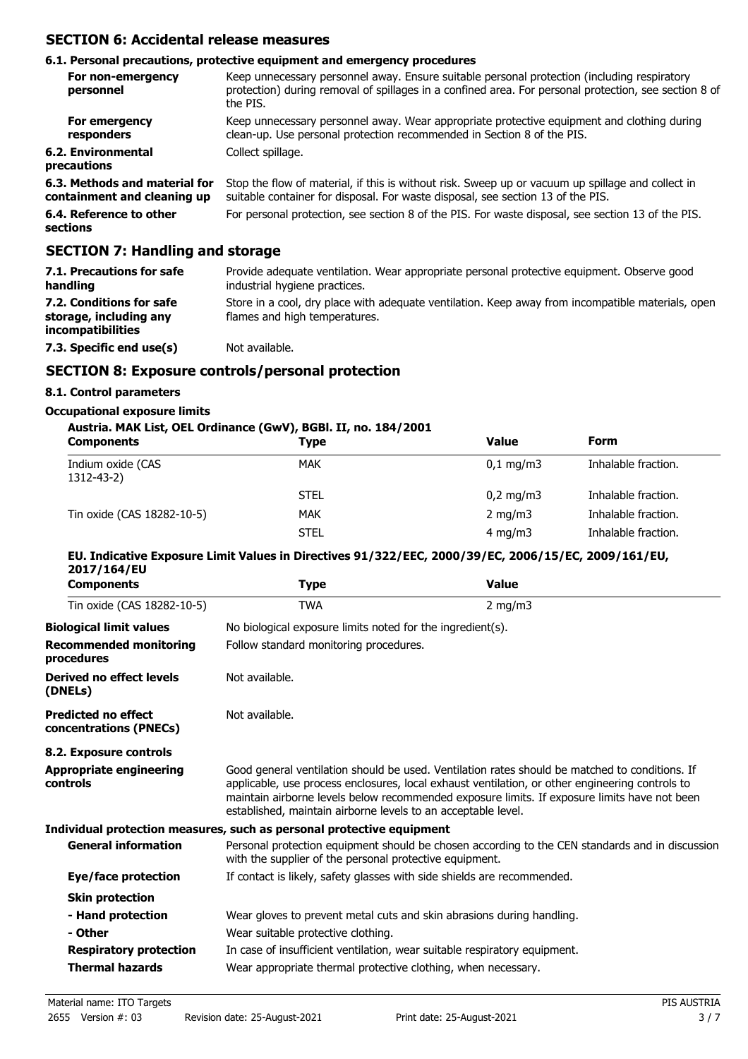## SECTION 6: Accidental release measures

### 6.1. Personal precautions, protective equipment and emergency procedures

**For non-emergency personnel**
Keep unnecessary personnel away. Ensure suitable personal protection (including respiratory protection) during removal of spillages in a confined area. For personal protection, see section 8 of the PIS.

**For emergency responders**
Keep unnecessary personnel away. Wear appropriate protective equipment and clothing during clean-up. Use personal protection recommended in Section 8 of the PIS.

**6.2. Environmental precautions**
Collect spillage.

**6.3. Methods and material for containment and cleaning up**
Stop the flow of material, if this is without risk. Sweep up or vacuum up spillage and collect in suitable container for disposal. For waste disposal, see section 13 of the PIS.

**6.4. Reference to other sections**
For personal protection, see section 8 of the PIS. For waste disposal, see section 13 of the PIS.

## SECTION 7: Handling and storage

**7.1. Precautions for safe handling**
Provide adequate ventilation. Wear appropriate personal protective equipment. Observe good industrial hygiene practices.

**7.2. Conditions for safe storage, including any incompatibilities**
Store in a cool, dry place with adequate ventilation. Keep away from incompatible materials, open flames and high temperatures.

**7.3. Specific end use(s)**
Not available.

## SECTION 8: Exposure controls/personal protection

### 8.1. Control parameters

**Occupational exposure limits**

**Austria. MAK List, OEL Ordinance (GwV), BGBl. II, no. 184/2001**

| Components | Type | Value | Form |
|---|---|---|---|
| Indium oxide (CAS 1312-43-2) | MAK | 0,1 mg/m3 | Inhalable fraction. |
| | STEL | 0,2 mg/m3 | Inhalable fraction. |
| Tin oxide (CAS 18282-10-5) | MAK | 2 mg/m3 | Inhalable fraction. |
| | STEL | 4 mg/m3 | Inhalable fraction. |

**EU. Indicative Exposure Limit Values in Directives 91/322/EEC, 2000/39/EC, 2006/15/EC, 2009/161/EU, 2017/164/EU**

| Components | Type | Value |
|---|---|---|
| Tin oxide (CAS 18282-10-5) | TWA | 2 mg/m3 |

**Biological limit values**
No biological exposure limits noted for the ingredient(s).

**Recommended monitoring procedures**
Follow standard monitoring procedures.

**Derived no effect levels (DNELs)**
Not available.

**Predicted no effect concentrations (PNECs)**
Not available.

### 8.2. Exposure controls

**Appropriate engineering controls**
Good general ventilation should be used. Ventilation rates should be matched to conditions. If applicable, use process enclosures, local exhaust ventilation, or other engineering controls to maintain airborne levels below recommended exposure limits. If exposure limits have not been established, maintain airborne levels to an acceptable level.

**Individual protection measures, such as personal protective equipment**

**General information**
Personal protection equipment should be chosen according to the CEN standards and in discussion with the supplier of the personal protective equipment.

**Eye/face protection**
If contact is likely, safety glasses with side shields are recommended.

**Skin protection**

**- Hand protection**
Wear gloves to prevent metal cuts and skin abrasions during handling.

**- Other**
Wear suitable protective clothing.

**Respiratory protection**
In case of insufficient ventilation, wear suitable respiratory equipment.

**Thermal hazards**
Wear appropriate thermal protective clothing, when necessary.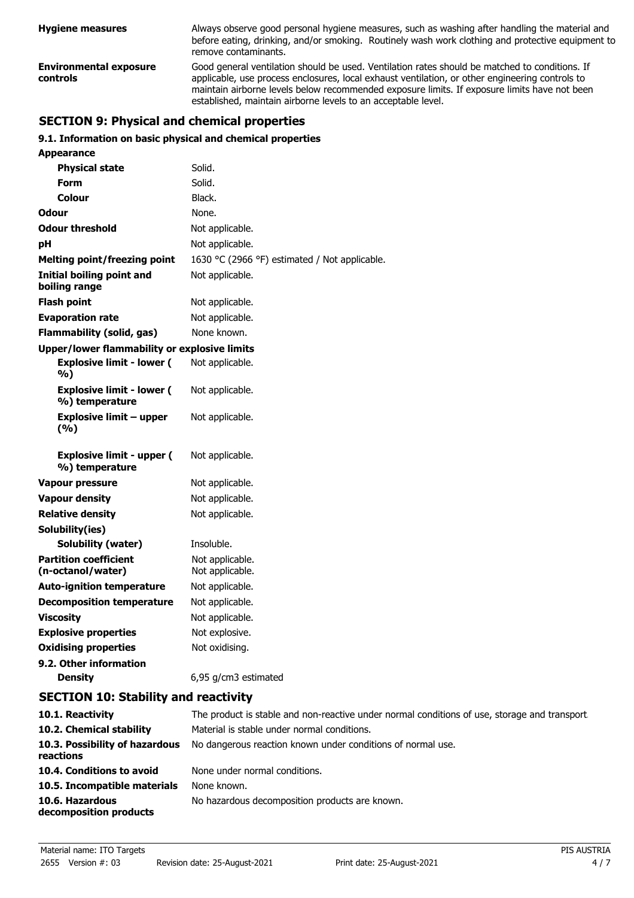| | |
|---|---|
| **Hygiene measures** | Always observe good personal hygiene measures, such as washing after handling the material and before eating, drinking, and/or smoking. Routinely wash work clothing and protective equipment to remove contaminants. |
| **Environmental exposure controls** | Good general ventilation should be used. Ventilation rates should be matched to conditions. If applicable, use process enclosures, local exhaust ventilation, or other engineering controls to maintain airborne levels below recommended exposure limits. If exposure limits have not been established, maintain airborne levels to an acceptable level. |

## SECTION 9: Physical and chemical properties

### 9.1. Information on basic physical and chemical properties

| | |
|---|---|
| **Appearance** | |
| **Physical state** | Solid. |
| **Form** | Solid. |
| **Colour** | Black. |
| **Odour** | None. |
| **Odour threshold** | Not applicable. |
| **pH** | Not applicable. |
| **Melting point/freezing point** | 1630 °C (2966 °F) estimated / Not applicable. |
| **Initial boiling point and boiling range** | Not applicable. |
| **Flash point** | Not applicable. |
| **Evaporation rate** | Not applicable. |
| **Flammability (solid, gas)** | None known. |
| **Upper/lower flammability or explosive limits** | |
| **Explosive limit - lower ( %)** | Not applicable. |
| **Explosive limit - lower ( %) temperature** | Not applicable. |
| **Explosive limit – upper (%)** | Not applicable. |
| **Explosive limit - upper ( %) temperature** | Not applicable. |
| **Vapour pressure** | Not applicable. |
| **Vapour density** | Not applicable. |
| **Relative density** | Not applicable. |
| **Solubility(ies)** | |
| **Solubility (water)** | Insoluble. |
| **Partition coefficient (n-octanol/water)** | Not applicable. Not applicable. |
| **Auto-ignition temperature** | Not applicable. |
| **Decomposition temperature** | Not applicable. |
| **Viscosity** | Not applicable. |
| **Explosive properties** | Not explosive. |
| **Oxidising properties** | Not oxidising. |
| **9.2. Other information** | |
| **Density** | 6,95 g/cm3 estimated |

## SECTION 10: Stability and reactivity

| | |
|---|---|
| **10.1. Reactivity** | The product is stable and non-reactive under normal conditions of use, storage and transport. |
| **10.2. Chemical stability** | Material is stable under normal conditions. |
| **10.3. Possibility of hazardous reactions** | No dangerous reaction known under conditions of normal use. |
| **10.4. Conditions to avoid** | None under normal conditions. |
| **10.5. Incompatible materials** | None known. |
| **10.6. Hazardous decomposition products** | No hazardous decomposition products are known. |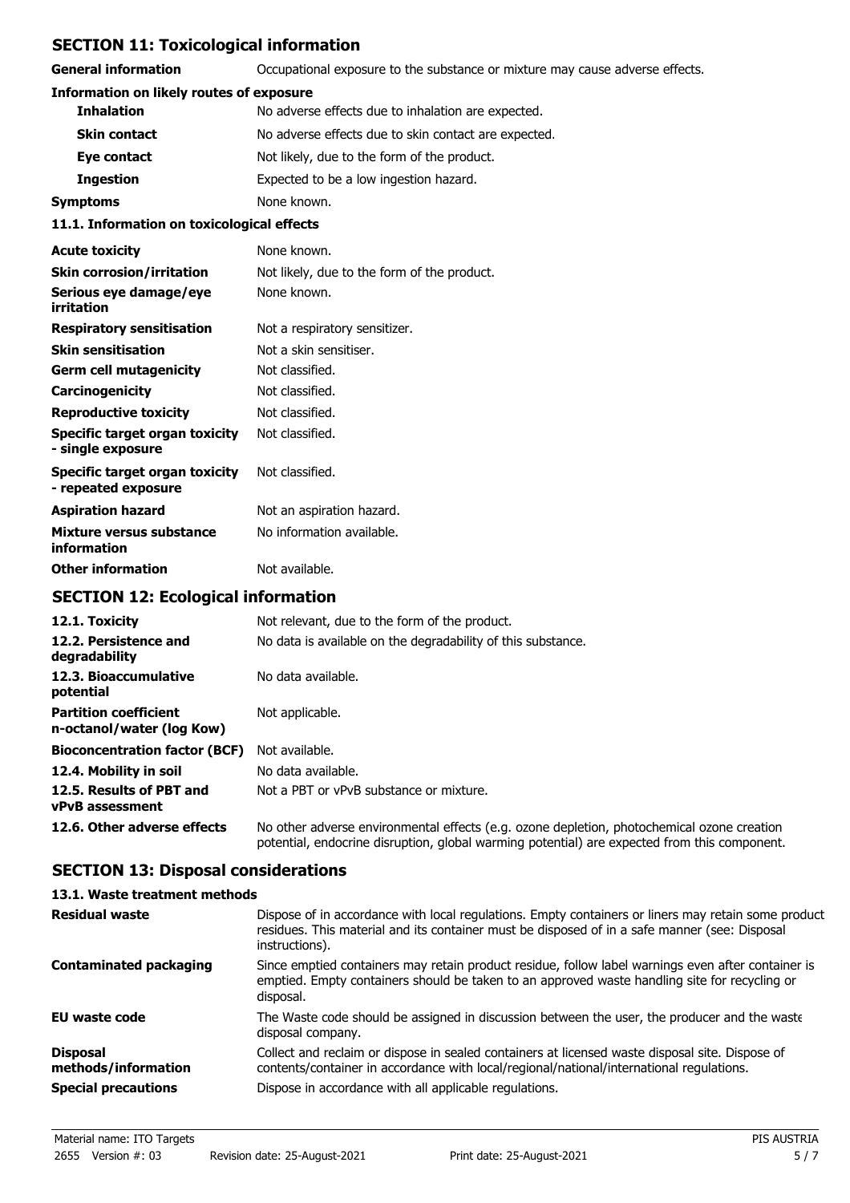## SECTION 11: Toxicological information

| | |
|---|---|
| **General information** | Occupational exposure to the substance or mixture may cause adverse effects. |

**Information on likely routes of exposure**

| | |
|---|---|
| **Inhalation** | No adverse effects due to inhalation are expected. |
| **Skin contact** | No adverse effects due to skin contact are expected. |
| **Eye contact** | Not likely, due to the form of the product. |
| **Ingestion** | Expected to be a low ingestion hazard. |
| **Symptoms** | None known. |

**11.1. Information on toxicological effects**

| | |
|---|---|
| **Acute toxicity** | None known. |
| **Skin corrosion/irritation** | Not likely, due to the form of the product. |
| **Serious eye damage/eye irritation** | None known. |
| **Respiratory sensitisation** | Not a respiratory sensitizer. |
| **Skin sensitisation** | Not a skin sensitiser. |
| **Germ cell mutagenicity** | Not classified. |
| **Carcinogenicity** | Not classified. |
| **Reproductive toxicity** | Not classified. |
| **Specific target organ toxicity - single exposure** | Not classified. |
| **Specific target organ toxicity - repeated exposure** | Not classified. |
| **Aspiration hazard** | Not an aspiration hazard. |
| **Mixture versus substance information** | No information available. |
| **Other information** | Not available. |

## SECTION 12: Ecological information

| | |
|---|---|
| **12.1. Toxicity** | Not relevant, due to the form of the product. |
| **12.2. Persistence and degradability** | No data is available on the degradability of this substance. |
| **12.3. Bioaccumulative potential** | No data available. |
| **Partition coefficient n-octanol/water (log Kow)** | Not applicable. |
| **Bioconcentration factor (BCF)** | Not available. |
| **12.4. Mobility in soil** | No data available. |
| **12.5. Results of PBT and vPvB assessment** | Not a PBT or vPvB substance or mixture. |
| **12.6. Other adverse effects** | No other adverse environmental effects (e.g. ozone depletion, photochemical ozone creation potential, endocrine disruption, global warming potential) are expected from this component. |

## SECTION 13: Disposal considerations

**13.1. Waste treatment methods**

| | |
|---|---|
| **Residual waste** | Dispose of in accordance with local regulations. Empty containers or liners may retain some product residues. This material and its container must be disposed of in a safe manner (see: Disposal instructions). |
| **Contaminated packaging** | Since emptied containers may retain product residue, follow label warnings even after container is emptied. Empty containers should be taken to an approved waste handling site for recycling or disposal. |
| **EU waste code** | The Waste code should be assigned in discussion between the user, the producer and the waste disposal company. |
| **Disposal methods/information** | Collect and reclaim or dispose in sealed containers at licensed waste disposal site. Dispose of contents/container in accordance with local/regional/national/international regulations. |
| **Special precautions** | Dispose in accordance with all applicable regulations. |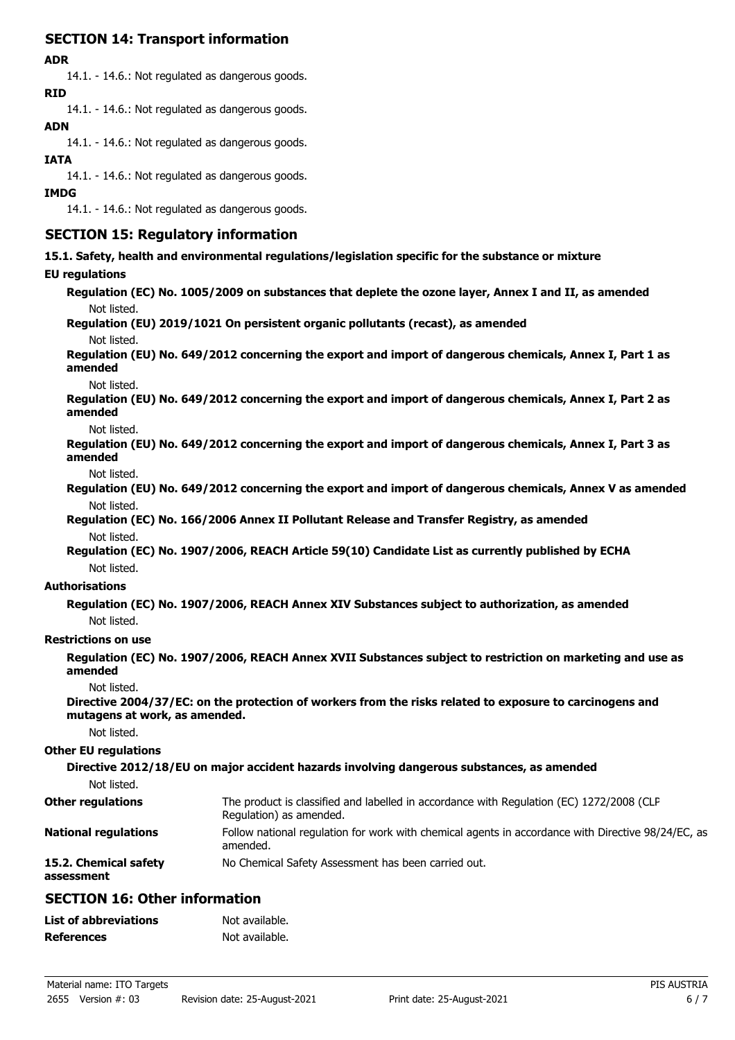## SECTION 14: Transport information

**ADR**

14.1. - 14.6.: Not regulated as dangerous goods.

**RID**

14.1. - 14.6.: Not regulated as dangerous goods.

**ADN**

14.1. - 14.6.: Not regulated as dangerous goods.

**IATA**

14.1. - 14.6.: Not regulated as dangerous goods.

**IMDG**

14.1. - 14.6.: Not regulated as dangerous goods.

## SECTION 15: Regulatory information

**15.1. Safety, health and environmental regulations/legislation specific for the substance or mixture**

**EU regulations**

**Regulation (EC) No. 1005/2009 on substances that deplete the ozone layer, Annex I and II, as amended**

Not listed.

**Regulation (EU) 2019/1021 On persistent organic pollutants (recast), as amended**

Not listed.

**Regulation (EU) No. 649/2012 concerning the export and import of dangerous chemicals, Annex I, Part 1 as amended**

Not listed.

**Regulation (EU) No. 649/2012 concerning the export and import of dangerous chemicals, Annex I, Part 2 as amended**

Not listed.

**Regulation (EU) No. 649/2012 concerning the export and import of dangerous chemicals, Annex I, Part 3 as amended**

Not listed.

**Regulation (EU) No. 649/2012 concerning the export and import of dangerous chemicals, Annex V as amended**

Not listed.

**Regulation (EC) No. 166/2006 Annex II Pollutant Release and Transfer Registry, as amended**

Not listed.

**Regulation (EC) No. 1907/2006, REACH Article 59(10) Candidate List as currently published by ECHA**

Not listed.

**Authorisations**

**Regulation (EC) No. 1907/2006, REACH Annex XIV Substances subject to authorization, as amended**

Not listed.

**Restrictions on use**

**Regulation (EC) No. 1907/2006, REACH Annex XVII Substances subject to restriction on marketing and use as amended**

Not listed.

**Directive 2004/37/EC: on the protection of workers from the risks related to exposure to carcinogens and mutagens at work, as amended.**

Not listed.

**Other EU regulations**

**Directive 2012/18/EU on major accident hazards involving dangerous substances, as amended**

Not listed.

**Other regulations** The product is classified and labelled in accordance with Regulation (EC) 1272/2008 (CLP Regulation) as amended.

**National regulations** Follow national regulation for work with chemical agents in accordance with Directive 98/24/EC, as amended.

**15.2. Chemical safety assessment** No Chemical Safety Assessment has been carried out.

## SECTION 16: Other information

**List of abbreviations** Not available.

**References** Not available.

Material name: ITO Targets

2655 Version #: 03 Revision date: 25-August-2021 Print date: 25-August-2021 PIS AUSTRIA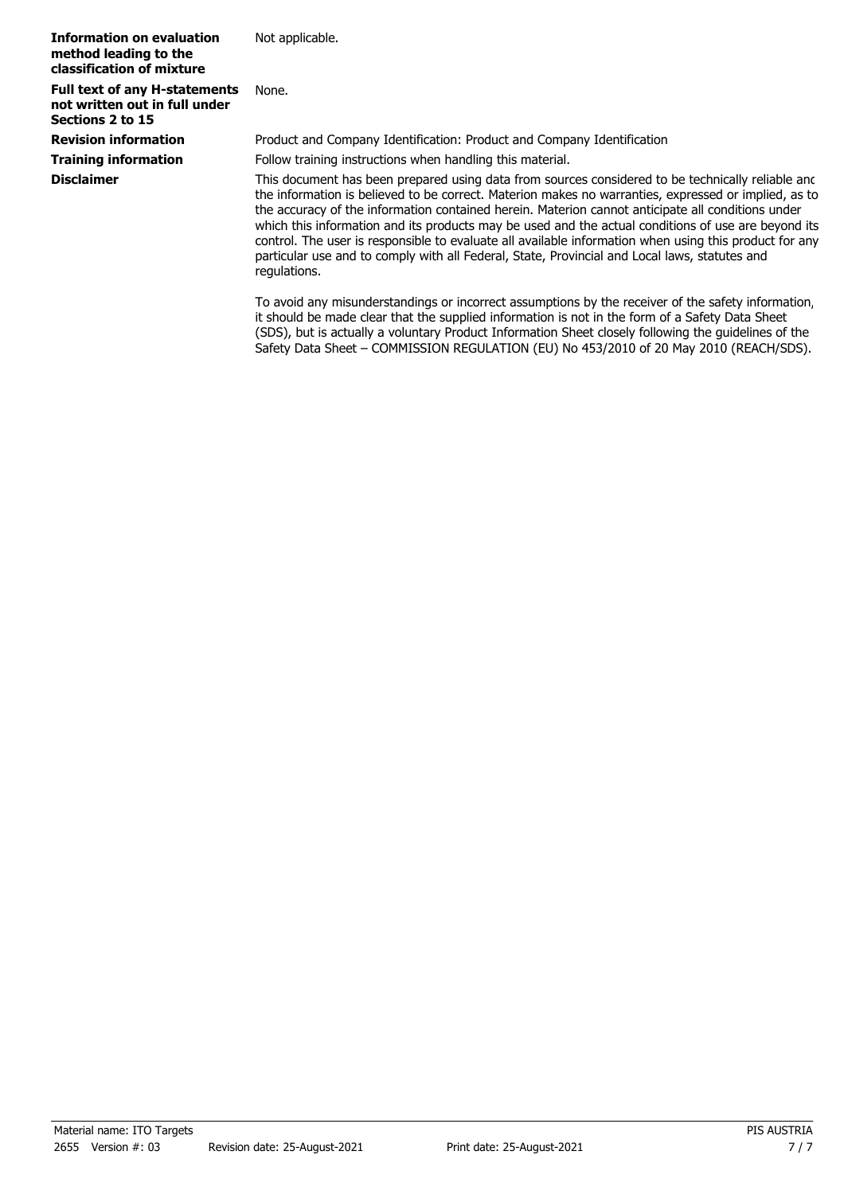**Information on evaluation method leading to the classification of mixture** Not applicable.

**Full text of any H-statements not written out in full under Sections 2 to 15** None.

**Revision information** Product and Company Identification: Product and Company Identification

**Training information** Follow training instructions when handling this material.

**Disclaimer** This document has been prepared using data from sources considered to be technically reliable and the information is believed to be correct. Materion makes no warranties, expressed or implied, as to the accuracy of the information contained herein. Materion cannot anticipate all conditions under which this information and its products may be used and the actual conditions of use are beyond its control. The user is responsible to evaluate all available information when using this product for any particular use and to comply with all Federal, State, Provincial and Local laws, statutes and regulations.

To avoid any misunderstandings or incorrect assumptions by the receiver of the safety information, it should be made clear that the supplied information is not in the form of a Safety Data Sheet (SDS), but is actually a voluntary Product Information Sheet closely following the guidelines of the Safety Data Sheet – COMMISSION REGULATION (EU) No 453/2010 of 20 May 2010 (REACH/SDS).